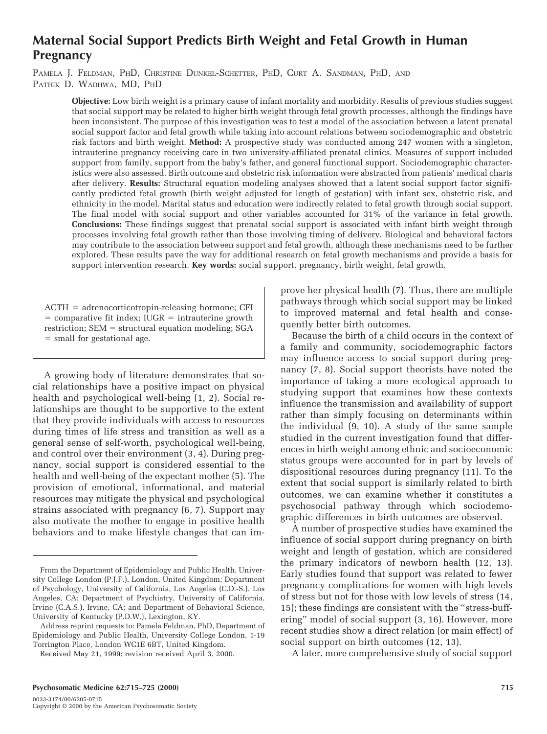# Maternal Social Support Predicts Birth Weight and Fetal Growth in Human Pregnancy

Pamela J. Feldman, PhD, Christine Dunkel-Schetter, PhD, Curt A. Sandman, PhD, and Pathik D. Wadhwa, MD, PhD

**Objective:** Low birth weight is a primary cause of infant mortality and morbidity. Results of previous studies suggest that social support may be related to higher birth weight through fetal growth processes, although the findings have been inconsistent. The purpose of this investigation was to test a model of the association between a latent prenatal social support factor and fetal growth while taking into account relations between sociodemographic and obstetric risk factors and birth weight. **Method:** A prospective study was conducted among 247 women with a singleton, intrauterine pregnancy receiving care in two university-affiliated prenatal clinics. Measures of support included support from family, support from the baby's father, and general functional support. Sociodemographic characteristics were also assessed. Birth outcome and obstetric risk information were abstracted from patients' medical charts after delivery. **Results:** Structural equation modeling analyses showed that a latent social support factor significantly predicted fetal growth (birth weight adjusted for length of gestation) with infant sex, obstetric risk, and ethnicity in the model. Marital status and education were indirectly related to fetal growth through social support. The final model with social support and other variables accounted for 31% of the variance in fetal growth. **Conclusions:** These findings suggest that prenatal social support is associated with infant birth weight through processes involving fetal growth rather than those involving timing of delivery. Biological and behavioral factors may contribute to the association between support and fetal growth, although these mechanisms need to be further explored. These results pave the way for additional research on fetal growth mechanisms and provide a basis for support intervention research. **Key words:** social support, pregnancy, birth weight, fetal growth.

ACTH = adrenocorticotropin-releasing hormone; CFI = comparative fit index; IUGR = intrauterine growth restriction; SEM = structural equation modeling; SGA = small for gestational age.

A growing body of literature demonstrates that social relationships have a positive impact on physical health and psychological well-being (1, 2). Social relationships are thought to be supportive to the extent that they provide individuals with access to resources during times of life stress and transition as well as a general sense of self-worth, psychological well-being, and control over their environment (3, 4). During pregnancy, social support is considered essential to the health and well-being of the expectant mother (5). The provision of emotional, informational, and material resources may mitigate the physical and psychological strains associated with pregnancy (6, 7). Support may also motivate the mother to engage in positive health behaviors and to make lifestyle changes that can improve her physical health (7). Thus, there are multiple pathways through which social support may be linked to improved maternal and fetal health and consequently better birth outcomes.

Because the birth of a child occurs in the context of a family and community, sociodemographic factors may influence access to social support during pregnancy (7, 8). Social support theorists have noted the importance of taking a more ecological approach to studying support that examines how these contexts influence the transmission and availability of support rather than simply focusing on determinants within the individual (9, 10). A study of the same sample studied in the current investigation found that differences in birth weight among ethnic and socioeconomic status groups were accounted for in part by levels of dispositional resources during pregnancy (11). To the extent that social support is similarly related to birth outcomes, we can examine whether it constitutes a psychosocial pathway through which sociodemographic differences in birth outcomes are observed.

A number of prospective studies have examined the influence of social support during pregnancy on birth weight and length of gestation, which are considered the primary indicators of newborn health (12, 13). Early studies found that support was related to fewer pregnancy complications for women with high levels of stress but not for those with low levels of stress (14, 15); these findings are consistent with the "stress-buffering" model of social support (3, 16). However, more recent studies show a direct relation (or main effect) of social support on birth outcomes (12, 13).

A later, more comprehensive study of social support

From the Department of Epidemiology and Public Health, University College London (P.J.F.), London, United Kingdom; Department of Psychology, University of California, Los Angeles (C.D.-S.), Los Angeles, CA; Department of Psychiatry, University of California, Irvine (C.A.S.), Irvine, CA; and Department of Behavioral Science, University of Kentucky (P.D.W.), Lexington, KY.

Address reprint requests to: Pamela Feldman, PhD, Department of Epidemiology and Public Health, University College London, 1-19 Torrington Place, London WC1E 6BT, United Kingdom.

Received May 21, 1999; revision received April 3, 2000.

0033-3174/00/6205-0715
Copyright © 2000 by the American Psychosomatic Society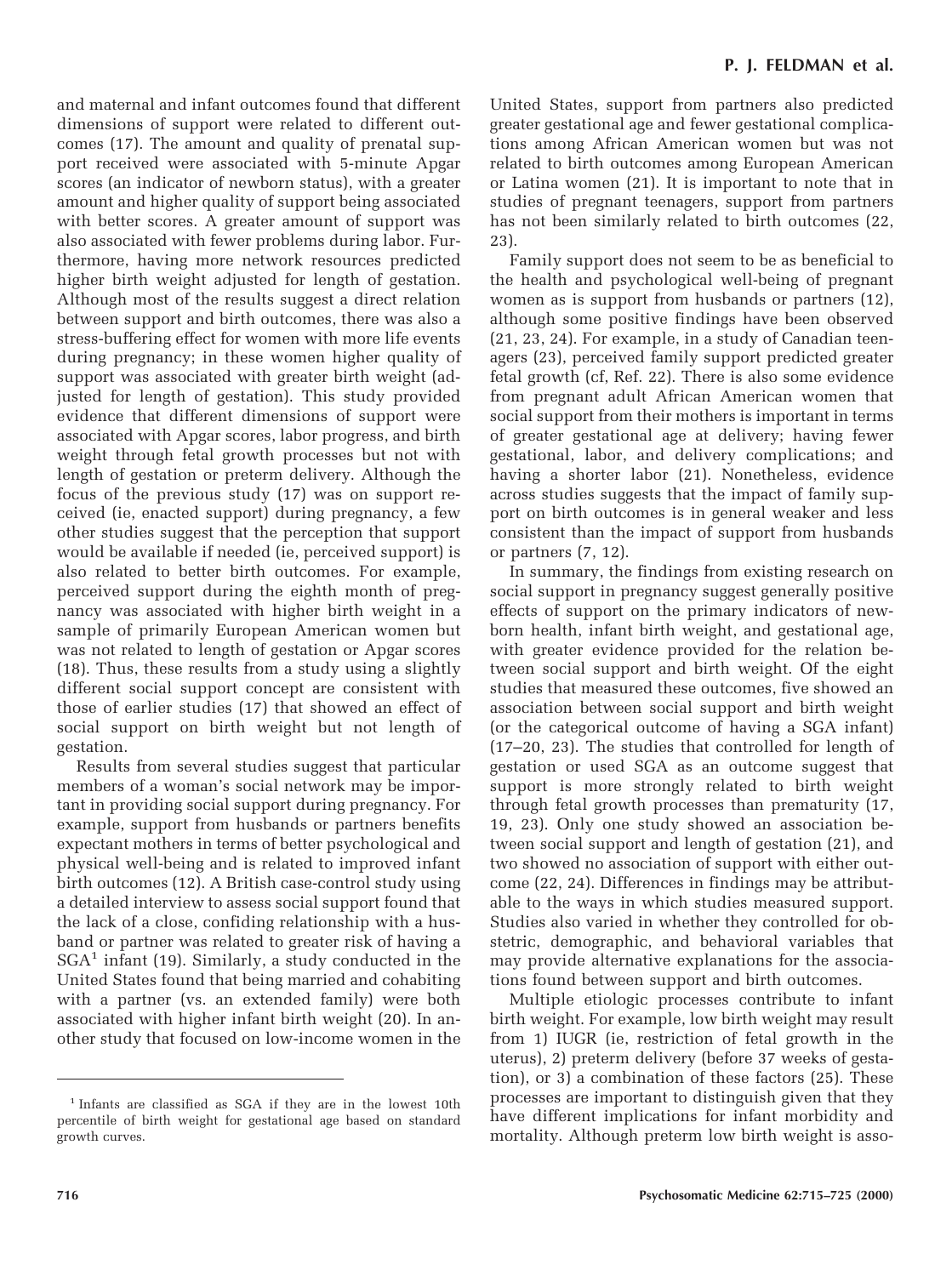and maternal and infant outcomes found that different dimensions of support were related to different outcomes (17). The amount and quality of prenatal support received were associated with 5-minute Apgar scores (an indicator of newborn status), with a greater amount and higher quality of support being associated with better scores. A greater amount of support was also associated with fewer problems during labor. Furthermore, having more network resources predicted higher birth weight adjusted for length of gestation. Although most of the results suggest a direct relation between support and birth outcomes, there was also a stress-buffering effect for women with more life events during pregnancy; in these women higher quality of support was associated with greater birth weight (adjusted for length of gestation). This study provided evidence that different dimensions of support were associated with Apgar scores, labor progress, and birth weight through fetal growth processes but not with length of gestation or preterm delivery. Although the focus of the previous study (17) was on support received (ie, enacted support) during pregnancy, a few other studies suggest that the perception that support would be available if needed (ie, perceived support) is also related to better birth outcomes. For example, perceived support during the eighth month of pregnancy was associated with higher birth weight in a sample of primarily European American women but was not related to length of gestation or Apgar scores (18). Thus, these results from a study using a slightly different social support concept are consistent with those of earlier studies (17) that showed an effect of social support on birth weight but not length of gestation.

Results from several studies suggest that particular members of a woman's social network may be important in providing social support during pregnancy. For example, support from husbands or partners benefits expectant mothers in terms of better psychological and physical well-being and is related to improved infant birth outcomes (12). A British case-control study using a detailed interview to assess social support found that the lack of a close, confiding relationship with a husband or partner was related to greater risk of having a SGA[1] infant (19). Similarly, a study conducted in the United States found that being married and cohabiting with a partner (vs. an extended family) were both associated with higher infant birth weight (20). In another study that focused on low-income women in the United States, support from partners also predicted greater gestational age and fewer gestational complications among African American women but was not related to birth outcomes among European American or Latina women (21). It is important to note that in studies of pregnant teenagers, support from partners has not been similarly related to birth outcomes (22, 23).

Family support does not seem to be as beneficial to the health and psychological well-being of pregnant women as is support from husbands or partners (12), although some positive findings have been observed (21, 23, 24). For example, in a study of Canadian teenagers (23), perceived family support predicted greater fetal growth (cf, Ref. 22). There is also some evidence from pregnant adult African American women that social support from their mothers is important in terms of greater gestational age at delivery; having fewer gestational, labor, and delivery complications; and having a shorter labor (21). Nonetheless, evidence across studies suggests that the impact of family support on birth outcomes is in general weaker and less consistent than the impact of support from husbands or partners (7, 12).

In summary, the findings from existing research on social support in pregnancy suggest generally positive effects of support on the primary indicators of newborn health, infant birth weight, and gestational age, with greater evidence provided for the relation between social support and birth weight. Of the eight studies that measured these outcomes, five showed an association between social support and birth weight (or the categorical outcome of having a SGA infant) (17–20, 23). The studies that controlled for length of gestation or used SGA as an outcome suggest that support is more strongly related to birth weight through fetal growth processes than prematurity (17, 19, 23). Only one study showed an association between social support and length of gestation (21), and two showed no association of support with either outcome (22, 24). Differences in findings may be attributable to the ways in which studies measured support. Studies also varied in whether they controlled for obstetric, demographic, and behavioral variables that may provide alternative explanations for the associations found between support and birth outcomes.

Multiple etiologic processes contribute to infant birth weight. For example, low birth weight may result from 1) IUGR (ie, restriction of fetal growth in the uterus), 2) preterm delivery (before 37 weeks of gestation), or 3) a combination of these factors (25). These processes are important to distinguish given that they have different implications for infant morbidity and mortality. Although preterm low birth weight is asso-

[1] Infants are classified as SGA if they are in the lowest 10th percentile of birth weight for gestational age based on standard growth curves.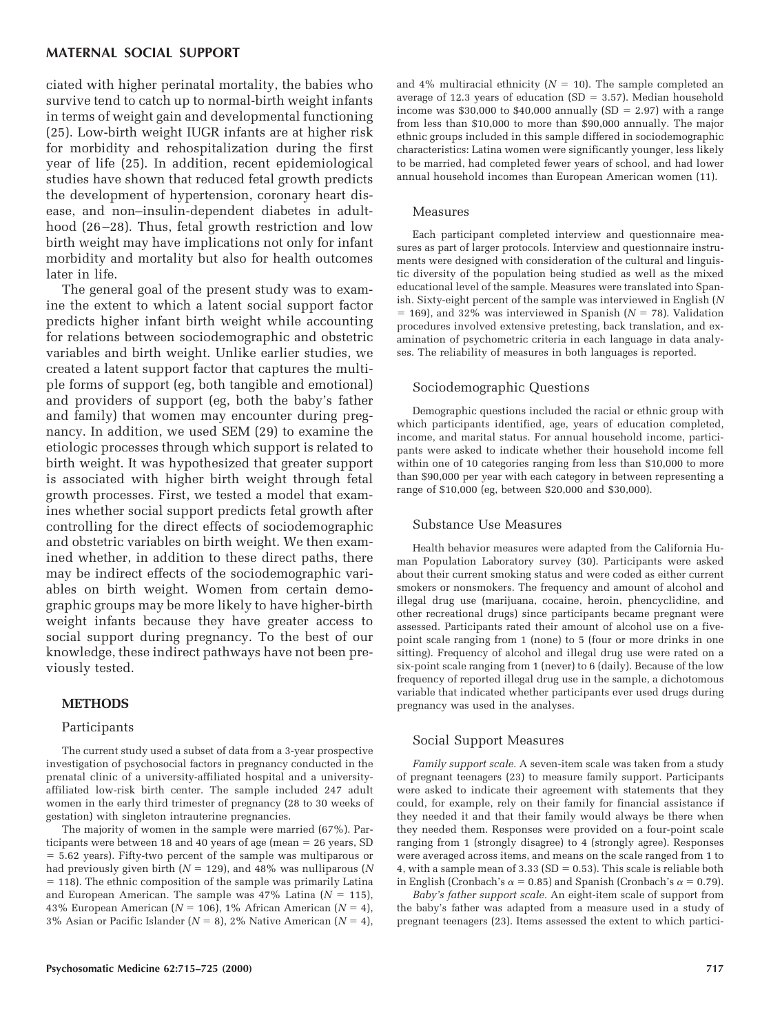ciated with higher perinatal mortality, the babies who survive tend to catch up to normal-birth weight infants in terms of weight gain and developmental functioning (25). Low-birth weight IUGR infants are at higher risk for morbidity and rehospitalization during the first year of life (25). In addition, recent epidemiological studies have shown that reduced fetal growth predicts the development of hypertension, coronary heart disease, and non–insulin-dependent diabetes in adulthood (26–28). Thus, fetal growth restriction and low birth weight may have implications not only for infant morbidity and mortality but also for health outcomes later in life.

The general goal of the present study was to examine the extent to which a latent social support factor predicts higher infant birth weight while accounting for relations between sociodemographic and obstetric variables and birth weight. Unlike earlier studies, we created a latent support factor that captures the multiple forms of support (eg, both tangible and emotional) and providers of support (eg, both the baby's father and family) that women may encounter during pregnancy. In addition, we used SEM (29) to examine the etiologic processes through which support is related to birth weight. It was hypothesized that greater support is associated with higher birth weight through fetal growth processes. First, we tested a model that examines whether social support predicts fetal growth after controlling for the direct effects of sociodemographic and obstetric variables on birth weight. We then examined whether, in addition to these direct paths, there may be indirect effects of the sociodemographic variables on birth weight. Women from certain demographic groups may be more likely to have higher-birth weight infants because they have greater access to social support during pregnancy. To the best of our knowledge, these indirect pathways have not been previously tested.

## METHODS

### Participants

The current study used a subset of data from a 3-year prospective investigation of psychosocial factors in pregnancy conducted in the prenatal clinic of a university-affiliated hospital and a university-affiliated low-risk birth center. The sample included 247 adult women in the early third trimester of pregnancy (28 to 30 weeks of gestation) with singleton intrauterine pregnancies.

The majority of women in the sample were married (67%). Participants were between 18 and 40 years of age (mean = 26 years, SD = 5.62 years). Fifty-two percent of the sample was multiparous or had previously given birth ($N$ = 129), and 48% was nulliparous ($N$ = 118). The ethnic composition of the sample was primarily Latina and European American. The sample was 47% Latina ($N$ = 115), 43% European American ($N$ = 106), 1% African American ($N$ = 4), 3% Asian or Pacific Islander ($N$ = 8), 2% Native American ($N$ = 4), and 4% multiracial ethnicity ($N$ = 10). The sample completed an average of 12.3 years of education (SD = 3.57). Median household income was \$30,000 to \$40,000 annually (SD = 2.97) with a range from less than \$10,000 to more than \$90,000 annually. The major ethnic groups included in this sample differed in sociodemographic characteristics: Latina women were significantly younger, less likely to be married, had completed fewer years of school, and had lower annual household incomes than European American women (11).

### Measures

Each participant completed interview and questionnaire measures as part of larger protocols. Interview and questionnaire instruments were designed with consideration of the cultural and linguistic diversity of the population being studied as well as the mixed educational level of the sample. Measures were translated into Spanish. Sixty-eight percent of the sample was interviewed in English ($N$ = 169), and 32% was interviewed in Spanish ($N$ = 78). Validation procedures involved extensive pretesting, back translation, and examination of psychometric criteria in each language in data analyses. The reliability of measures in both languages is reported.

### Sociodemographic Questions

Demographic questions included the racial or ethnic group with which participants identified, age, years of education completed, income, and marital status. For annual household income, participants were asked to indicate whether their household income fell within one of 10 categories ranging from less than \$10,000 to more than \$90,000 per year with each category in between representing a range of \$10,000 (eg, between \$20,000 and \$30,000).

### Substance Use Measures

Health behavior measures were adapted from the California Human Population Laboratory survey (30). Participants were asked about their current smoking status and were coded as either current smokers or nonsmokers. The frequency and amount of alcohol and illegal drug use (marijuana, cocaine, heroin, phencyclidine, and other recreational drugs) since participants became pregnant were assessed. Participants rated their amount of alcohol use on a five-point scale ranging from 1 (none) to 5 (four or more drinks in one sitting). Frequency of alcohol and illegal drug use were rated on a six-point scale ranging from 1 (never) to 6 (daily). Because of the low frequency of reported illegal drug use in the sample, a dichotomous variable that indicated whether participants ever used drugs during pregnancy was used in the analyses.

### Social Support Measures

*Family support scale.* A seven-item scale was taken from a study of pregnant teenagers (23) to measure family support. Participants were asked to indicate their agreement with statements that they could, for example, rely on their family for financial assistance if they needed it and that their family would always be there when they needed them. Responses were provided on a four-point scale ranging from 1 (strongly disagree) to 4 (strongly agree). Responses were averaged across items, and means on the scale ranged from 1 to 4, with a sample mean of 3.33 (SD = 0.53). This scale is reliable both in English (Cronbach's $\alpha$ = 0.85) and Spanish (Cronbach's $\alpha$ = 0.79).

*Baby's father support scale.* An eight-item scale of support from the baby's father was adapted from a measure used in a study of pregnant teenagers (23). Items assessed the extent to which partici-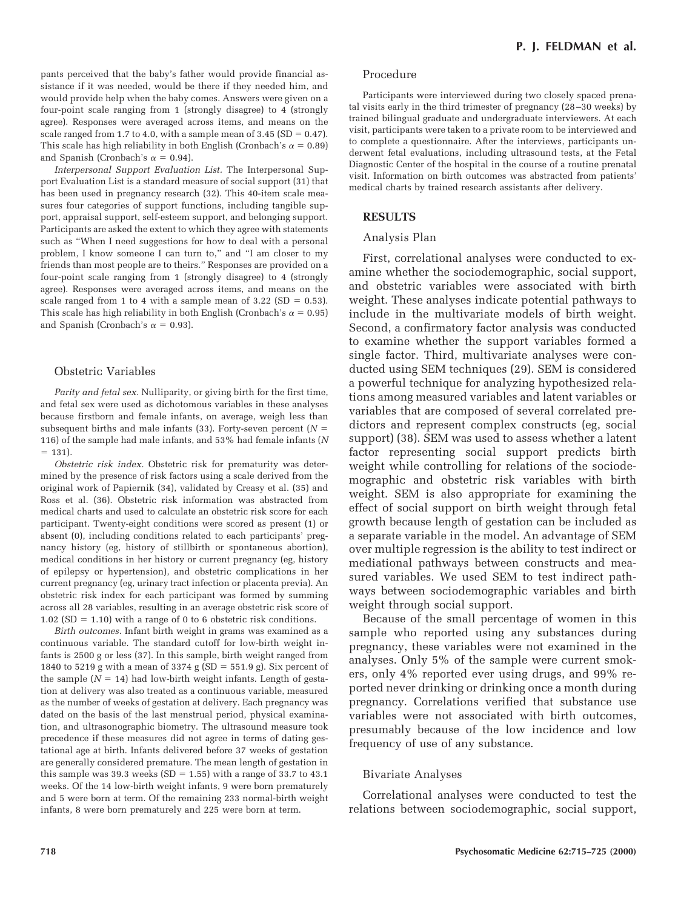pants perceived that the baby's father would provide financial assistance if it was needed, would be there if they needed him, and would provide help when the baby comes. Answers were given on a four-point scale ranging from 1 (strongly disagree) to 4 (strongly agree). Responses were averaged across items, and means on the scale ranged from 1.7 to 4.0, with a sample mean of 3.45 (SD = 0.47). This scale has high reliability in both English (Cronbach's $\alpha = 0.89$) and Spanish (Cronbach's $\alpha = 0.94$).

*Interpersonal Support Evaluation List.* The Interpersonal Support Evaluation List is a standard measure of social support (31) that has been used in pregnancy research (32). This 40-item scale measures four categories of support functions, including tangible support, appraisal support, self-esteem support, and belonging support. Participants are asked the extent to which they agree with statements such as "When I need suggestions for how to deal with a personal problem, I know someone I can turn to," and "I am closer to my friends than most people are to theirs." Responses are provided on a four-point scale ranging from 1 (strongly disagree) to 4 (strongly agree). Responses were averaged across items, and means on the scale ranged from 1 to 4 with a sample mean of 3.22 (SD = 0.53). This scale has high reliability in both English (Cronbach's $\alpha = 0.95$) and Spanish (Cronbach's $\alpha = 0.93$).

### Obstetric Variables

*Parity and fetal sex.* Nulliparity, or giving birth for the first time, and fetal sex were used as dichotomous variables in these analyses because firstborn and female infants, on average, weigh less than subsequent births and male infants (33). Forty-seven percent ($N$ = 116) of the sample had male infants, and 53% had female infants ($N$ = 131).

*Obstetric risk index.* Obstetric risk for prematurity was determined by the presence of risk factors using a scale derived from the original work of Papiernik (34), validated by Creasy et al. (35) and Ross et al. (36). Obstetric risk information was abstracted from medical charts and used to calculate an obstetric risk score for each participant. Twenty-eight conditions were scored as present (1) or absent (0), including conditions related to each participants' pregnancy history (eg, history of stillbirth or spontaneous abortion), medical conditions in her history or current pregnancy (eg, history of epilepsy or hypertension), and obstetric complications in her current pregnancy (eg, urinary tract infection or placenta previa). An obstetric risk index for each participant was formed by summing across all 28 variables, resulting in an average obstetric risk score of 1.02 (SD = 1.10) with a range of 0 to 6 obstetric risk conditions.

*Birth outcomes.* Infant birth weight in grams was examined as a continuous variable. The standard cutoff for low-birth weight infants is 2500 g or less (37). In this sample, birth weight ranged from 1840 to 5219 g with a mean of 3374 g (SD = 551.9 g). Six percent of the sample ($N$ = 14) had low-birth weight infants. Length of gestation at delivery was also treated as a continuous variable, measured as the number of weeks of gestation at delivery. Each pregnancy was dated on the basis of the last menstrual period, physical examination, and ultrasonographic biometry. The ultrasound measure took precedence if these measures did not agree in terms of dating gestational age at birth. Infants delivered before 37 weeks of gestation are generally considered premature. The mean length of gestation in this sample was 39.3 weeks (SD = 1.55) with a range of 33.7 to 43.1 weeks. Of the 14 low-birth weight infants, 9 were born prematurely and 5 were born at term. Of the remaining 233 normal-birth weight infants, 8 were born prematurely and 225 were born at term.

### Procedure

Participants were interviewed during two closely spaced prenatal visits early in the third trimester of pregnancy (28–30 weeks) by trained bilingual graduate and undergraduate interviewers. At each visit, participants were taken to a private room to be interviewed and to complete a questionnaire. After the interviews, participants underwent fetal evaluations, including ultrasound tests, at the Fetal Diagnostic Center of the hospital in the course of a routine prenatal visit. Information on birth outcomes was abstracted from patients' medical charts by trained research assistants after delivery.

## RESULTS

### Analysis Plan

First, correlational analyses were conducted to examine whether the sociodemographic, social support, and obstetric variables were associated with birth weight. These analyses indicate potential pathways to include in the multivariate models of birth weight. Second, a confirmatory factor analysis was conducted to examine whether the support variables formed a single factor. Third, multivariate analyses were conducted using SEM techniques (29). SEM is considered a powerful technique for analyzing hypothesized relations among measured variables and latent variables or variables that are composed of several correlated predictors and represent complex constructs (eg, social support) (38). SEM was used to assess whether a latent factor representing social support predicts birth weight while controlling for relations of the sociodemographic and obstetric risk variables with birth weight. SEM is also appropriate for examining the effect of social support on birth weight through fetal growth because length of gestation can be included as a separate variable in the model. An advantage of SEM over multiple regression is the ability to test indirect or mediational pathways between constructs and measured variables. We used SEM to test indirect pathways between sociodemographic variables and birth weight through social support.

Because of the small percentage of women in this sample who reported using any substances during pregnancy, these variables were not examined in the analyses. Only 5% of the sample were current smokers, only 4% reported ever using drugs, and 99% reported never drinking or drinking once a month during pregnancy. Correlations verified that substance use variables were not associated with birth outcomes, presumably because of the low incidence and low frequency of use of any substance.

### Bivariate Analyses

Correlational analyses were conducted to test the relations between sociodemographic, social support,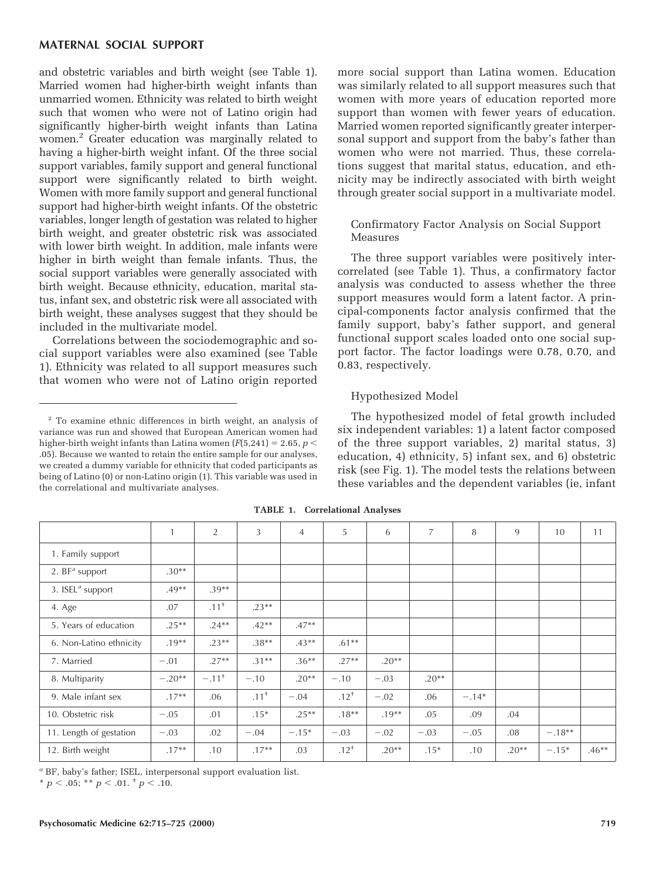and obstetric variables and birth weight (see Table 1). Married women had higher-birth weight infants than unmarried women. Ethnicity was related to birth weight such that women who were not of Latino origin had significantly higher-birth weight infants than Latina women.[2] Greater education was marginally related to having a higher-birth weight infant. Of the three social support variables, family support and general functional support were significantly related to birth weight. Women with more family support and general functional support had higher-birth weight infants. Of the obstetric variables, longer length of gestation was related to higher birth weight, and greater obstetric risk was associated with lower birth weight. In addition, male infants were higher in birth weight than female infants. Thus, the social support variables were generally associated with birth weight. Because ethnicity, education, marital status, infant sex, and obstetric risk were all associated with birth weight, these analyses suggest that they should be included in the multivariate model.

Correlations between the sociodemographic and social support variables were also examined (see Table 1). Ethnicity was related to all support measures such that women who were not of Latino origin reported more social support than Latina women. Education was similarly related to all support measures such that women with more years of education reported more support than women with fewer years of education. Married women reported significantly greater interpersonal support and support from the baby's father than women who were not married. Thus, these correlations suggest that marital status, education, and ethnicity may be indirectly associated with birth weight through greater social support in a multivariate model.

[2] To examine ethnic differences in birth weight, an analysis of variance was run and showed that European American women had higher-birth weight infants than Latina women ($F(5,241) = 2.65$, $p < .05$). Because we wanted to retain the entire sample for our analyses, we created a dummy variable for ethnicity that coded participants as being of Latino (0) or non-Latino origin (1). This variable was used in the correlational and multivariate analyses.

### Confirmatory Factor Analysis on Social Support Measures

The three support variables were positively intercorrelated (see Table 1). Thus, a confirmatory factor analysis was conducted to assess whether the three support measures would form a latent factor. A principal-components factor analysis confirmed that the family support, baby's father support, and general functional support scales loaded onto one social support factor. The factor loadings were 0.78, 0.70, and 0.83, respectively.

### Hypothesized Model

The hypothesized model of fetal growth included six independent variables: 1) a latent factor composed of the three support variables, 2) marital status, 3) education, 4) ethnicity, 5) infant sex, and 6) obstetric risk (see Fig. 1). The model tests the relations between these variables and the dependent variables (ie, infant

**TABLE 1. Correlational Analyses**

| | 1 | 2 | 3 | 4 | 5 | 6 | 7 | 8 | 9 | 10 | 11 |
|---|---|---|---|---|---|---|---|---|---|---|---|
| 1. Family support | | | | | | | | | | | |
| 2. BF[a] support | .30** | | | | | | | | | | |
| 3. ISEL[a] support | .49** | .39** | | | | | | | | | |
| 4. Age | .07 | .11† | .23** | | | | | | | | |
| 5. Years of education | .25** | .24** | .42** | .47** | | | | | | | |
| 6. Non-Latino ethnicity | .19** | .23** | .38** | .43** | .61** | | | | | | |
| 7. Married | −.01 | .27** | .31** | .36** | .27** | .20** | | | | | |
| 8. Multiparity | −.20** | −.11† | −.10 | .20** | −.10 | −.03 | .20** | | | | |
| 9. Male infant sex | .17** | .06 | .11† | −.04 | .12† | −.02 | .06 | −.14* | | | |
| 10. Obstetric risk | −.05 | .01 | .15* | .25** | .18** | .19** | .05 | .09 | .04 | | |
| 11. Length of gestation | −.03 | .02 | −.04 | −.15* | −.03 | −.02 | −.03 | −.05 | .08 | −.18** | |
| 12. Birth weight | .17** | .10 | .17** | .03 | .12† | .20** | .15* | .10 | .20** | −.15* | .46** |

[a] BF, baby's father; ISEL, interpersonal support evaluation list.

* $p < .05$; ** $p < .01$. † $p < .10$.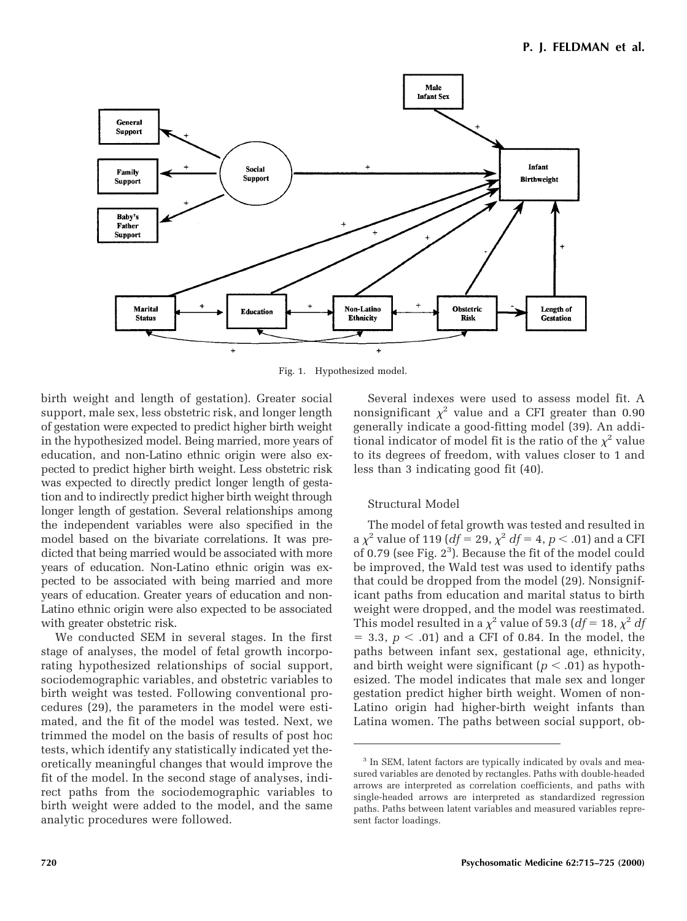Fig. 1. Hypothesized model.

birth weight and length of gestation). Greater social support, male sex, less obstetric risk, and longer length of gestation were expected to predict higher birth weight in the hypothesized model. Being married, more years of education, and non-Latino ethnic origin were also expected to predict higher birth weight. Less obstetric risk was expected to directly predict longer length of gestation and to indirectly predict higher birth weight through longer length of gestation. Several relationships among the independent variables were also specified in the model based on the bivariate correlations. It was predicted that being married would be associated with more years of education. Non-Latino ethnic origin was expected to be associated with being married and more years of education. Greater years of education and non-Latino ethnic origin were also expected to be associated with greater obstetric risk.

We conducted SEM in several stages. In the first stage of analyses, the model of fetal growth incorporating hypothesized relationships of social support, sociodemographic variables, and obstetric variables to birth weight was tested. Following conventional procedures (29), the parameters in the model were estimated, and the fit of the model was tested. Next, we trimmed the model on the basis of results of post hoc tests, which identify any statistically indicated yet theoretically meaningful changes that would improve the fit of the model. In the second stage of analyses, indirect paths from the sociodemographic variables to birth weight were added to the model, and the same analytic procedures were followed.

Several indexes were used to assess model fit. A nonsignificant $\chi^2$ value and a CFI greater than 0.90 generally indicate a good-fitting model (39). An additional indicator of model fit is the ratio of the $\chi^2$ value to its degrees of freedom, with values closer to 1 and less than 3 indicating good fit (40).

### Structural Model

The model of fetal growth was tested and resulted in a $\chi^2$ value of 119 ($df = 29$, $\chi^2$ $df = 4$, $p < .01$) and a CFI of 0.79 (see Fig. 2[3]). Because the fit of the model could be improved, the Wald test was used to identify paths that could be dropped from the model (29). Nonsignificant paths from education and marital status to birth weight were dropped, and the model was reestimated. This model resulted in a $\chi^2$ value of 59.3 ($df = 18$, $\chi^2$ $df = 3.3$, $p < .01$) and a CFI of 0.84. In the model, the paths between infant sex, gestational age, ethnicity, and birth weight were significant ($p < .01$) as hypothesized. The model indicates that male sex and longer gestation predict higher birth weight. Women of non-Latino origin had higher-birth weight infants than Latina women. The paths between social support, ob-

[3] In SEM, latent factors are typically indicated by ovals and measured variables are denoted by rectangles. Paths with double-headed arrows are interpreted as correlation coefficients, and paths with single-headed arrows are interpreted as standardized regression paths. Paths between latent variables and measured variables represent factor loadings.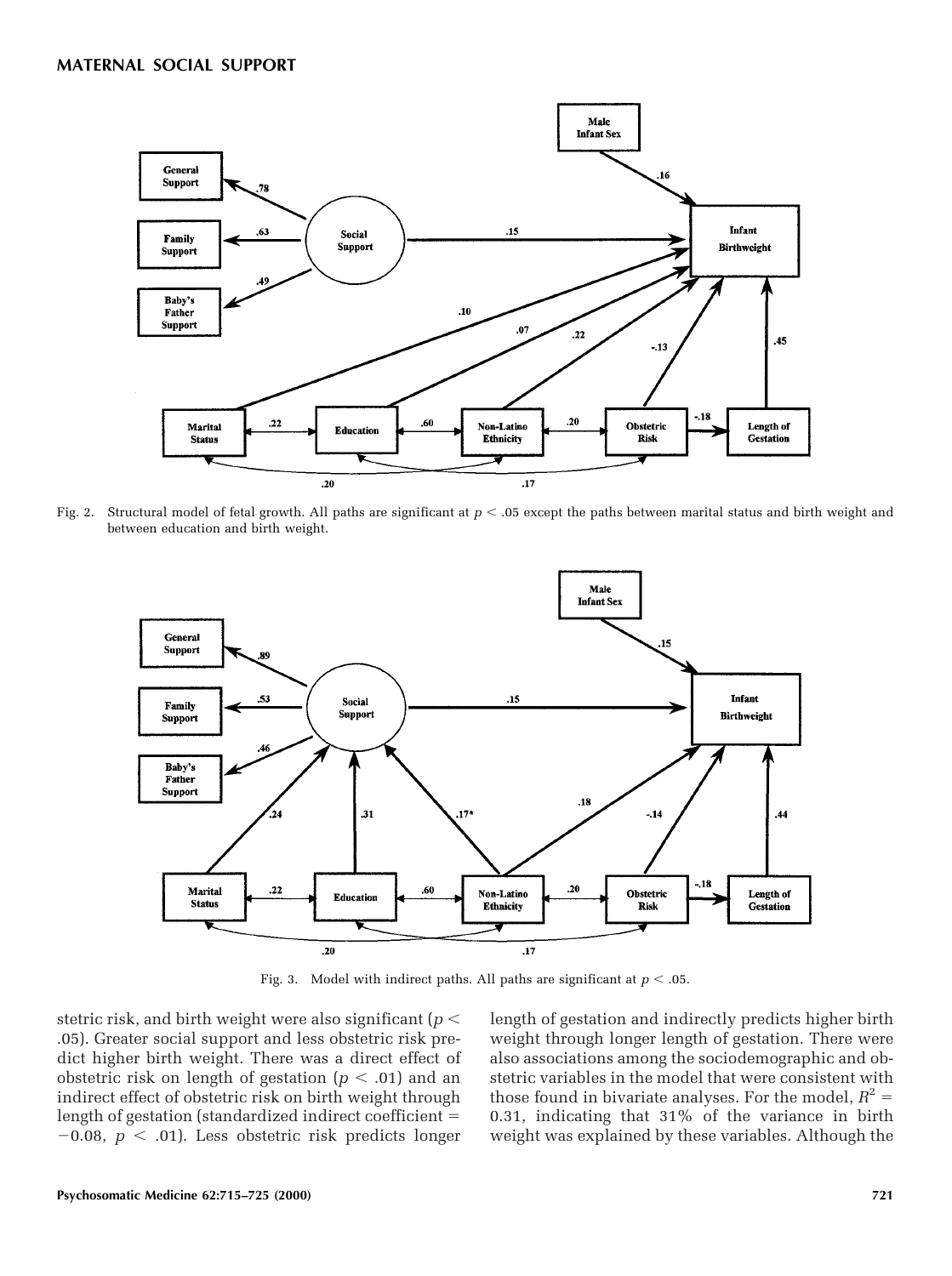Fig. 2. Structural model of fetal growth. All paths are significant at $p < .05$ except the paths between marital status and birth weight and between education and birth weight.

Fig. 3. Model with indirect paths. All paths are significant at $p < .05$.

stetric risk, and birth weight were also significant ($p < .05$). Greater social support and less obstetric risk predict higher birth weight. There was a direct effect of obstetric risk on length of gestation ($p < .01$) and an indirect effect of obstetric risk on birth weight through length of gestation (standardized indirect coefficient = $-0.08$, $p < .01$). Less obstetric risk predicts longer length of gestation and indirectly predicts higher birth weight through longer length of gestation. There were also associations among the sociodemographic and obstetric variables in the model that were consistent with those found in bivariate analyses. For the model, $R^2 = 0.31$, indicating that 31% of the variance in birth weight was explained by these variables. Although the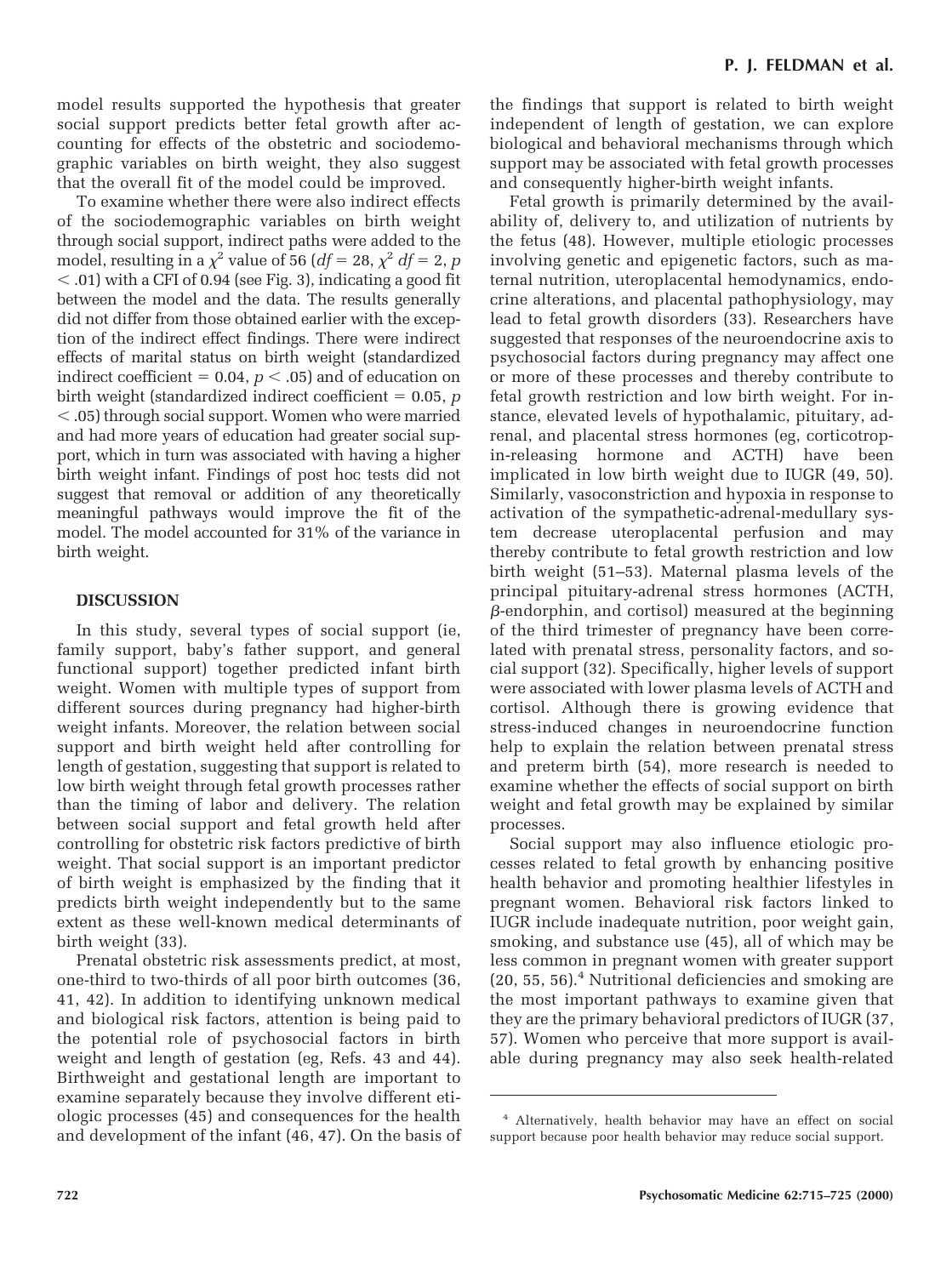model results supported the hypothesis that greater social support predicts better fetal growth after accounting for effects of the obstetric and sociodemographic variables on birth weight, they also suggest that the overall fit of the model could be improved.

To examine whether there were also indirect effects of the sociodemographic variables on birth weight through social support, indirect paths were added to the model, resulting in a $\chi^2$ value of 56 ($df = 28$, $\chi^2$ $df = 2$, $p < .01$) with a CFI of 0.94 (see Fig. 3), indicating a good fit between the model and the data. The results generally did not differ from those obtained earlier with the exception of the indirect effect findings. There were indirect effects of marital status on birth weight (standardized indirect coefficient = 0.04, $p < .05$) and of education on birth weight (standardized indirect coefficient = 0.05, $p < .05$) through social support. Women who were married and had more years of education had greater social support, which in turn was associated with having a higher birth weight infant. Findings of post hoc tests did not suggest that removal or addition of any theoretically meaningful pathways would improve the fit of the model. The model accounted for 31% of the variance in birth weight.

## DISCUSSION

In this study, several types of social support (ie, family support, baby's father support, and general functional support) together predicted infant birth weight. Women with multiple types of support from different sources during pregnancy had higher-birth weight infants. Moreover, the relation between social support and birth weight held after controlling for length of gestation, suggesting that support is related to low birth weight through fetal growth processes rather than the timing of labor and delivery. The relation between social support and fetal growth held after controlling for obstetric risk factors predictive of birth weight. That social support is an important predictor of birth weight is emphasized by the finding that it predicts birth weight independently but to the same extent as these well-known medical determinants of birth weight (33).

Prenatal obstetric risk assessments predict, at most, one-third to two-thirds of all poor birth outcomes (36, 41, 42). In addition to identifying unknown medical and biological risk factors, attention is being paid to the potential role of psychosocial factors in birth weight and length of gestation (eg, Refs. 43 and 44). Birthweight and gestational length are important to examine separately because they involve different etiologic processes (45) and consequences for the health and development of the infant (46, 47). On the basis of the findings that support is related to birth weight independent of length of gestation, we can explore biological and behavioral mechanisms through which support may be associated with fetal growth processes and consequently higher-birth weight infants.

Fetal growth is primarily determined by the availability of, delivery to, and utilization of nutrients by the fetus (48). However, multiple etiologic processes involving genetic and epigenetic factors, such as maternal nutrition, uteroplacental hemodynamics, endocrine alterations, and placental pathophysiology, may lead to fetal growth disorders (33). Researchers have suggested that responses of the neuroendocrine axis to psychosocial factors during pregnancy may affect one or more of these processes and thereby contribute to fetal growth restriction and low birth weight. For instance, elevated levels of hypothalamic, pituitary, adrenal, and placental stress hormones (eg, corticotropin-releasing hormone and ACTH) have been implicated in low birth weight due to IUGR (49, 50). Similarly, vasoconstriction and hypoxia in response to activation of the sympathetic-adrenal-medullary system decrease uteroplacental perfusion and may thereby contribute to fetal growth restriction and low birth weight (51–53). Maternal plasma levels of the principal pituitary-adrenal stress hormones (ACTH, $\beta$-endorphin, and cortisol) measured at the beginning of the third trimester of pregnancy have been correlated with prenatal stress, personality factors, and social support (32). Specifically, higher levels of support were associated with lower plasma levels of ACTH and cortisol. Although there is growing evidence that stress-induced changes in neuroendocrine function help to explain the relation between prenatal stress and preterm birth (54), more research is needed to examine whether the effects of social support on birth weight and fetal growth may be explained by similar processes.

Social support may also influence etiologic processes related to fetal growth by enhancing positive health behavior and promoting healthier lifestyles in pregnant women. Behavioral risk factors linked to IUGR include inadequate nutrition, poor weight gain, smoking, and substance use (45), all of which may be less common in pregnant women with greater support (20, 55, 56).[4] Nutritional deficiencies and smoking are the most important pathways to examine given that they are the primary behavioral predictors of IUGR (37, 57). Women who perceive that more support is available during pregnancy may also seek health-related

[4] Alternatively, health behavior may have an effect on social support because poor health behavior may reduce social support.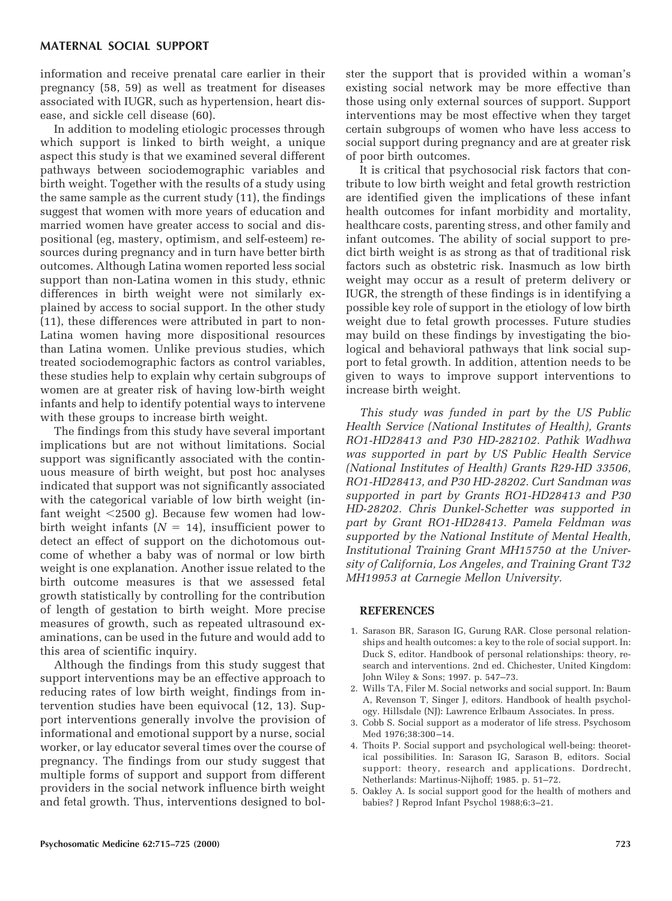information and receive prenatal care earlier in their pregnancy (58, 59) as well as treatment for diseases associated with IUGR, such as hypertension, heart disease, and sickle cell disease (60).

In addition to modeling etiologic processes through which support is linked to birth weight, a unique aspect this study is that we examined several different pathways between sociodemographic variables and birth weight. Together with the results of a study using the same sample as the current study (11), the findings suggest that women with more years of education and married women have greater access to social and dispositional (eg, mastery, optimism, and self-esteem) resources during pregnancy and in turn have better birth outcomes. Although Latina women reported less social support than non-Latina women in this study, ethnic differences in birth weight were not similarly explained by access to social support. In the other study (11), these differences were attributed in part to non-Latina women having more dispositional resources than Latina women. Unlike previous studies, which treated sociodemographic factors as control variables, these studies help to explain why certain subgroups of women are at greater risk of having low-birth weight infants and help to identify potential ways to intervene with these groups to increase birth weight.

The findings from this study have several important implications but are not without limitations. Social support was significantly associated with the continuous measure of birth weight, but post hoc analyses indicated that support was not significantly associated with the categorical variable of low birth weight (infant weight <2500 g). Because few women had low-birth weight infants ($N = 14$), insufficient power to detect an effect of support on the dichotomous outcome of whether a baby was of normal or low birth weight is one explanation. Another issue related to the birth outcome measures is that we assessed fetal growth statistically by controlling for the contribution of length of gestation to birth weight. More precise measures of growth, such as repeated ultrasound examinations, can be used in the future and would add to this area of scientific inquiry.

Although the findings from this study suggest that support interventions may be an effective approach to reducing rates of low birth weight, findings from intervention studies have been equivocal (12, 13). Support interventions generally involve the provision of informational and emotional support by a nurse, social worker, or lay educator several times over the course of pregnancy. The findings from our study suggest that multiple forms of support and support from different providers in the social network influence birth weight and fetal growth. Thus, interventions designed to bolster the support that is provided within a woman's existing social network may be more effective than those using only external sources of support. Support interventions may be most effective when they target certain subgroups of women who have less access to social support during pregnancy and are at greater risk of poor birth outcomes.

It is critical that psychosocial risk factors that contribute to low birth weight and fetal growth restriction are identified given the implications of these infant health outcomes for infant morbidity and mortality, healthcare costs, parenting stress, and other family and infant outcomes. The ability of social support to predict birth weight is as strong as that of traditional risk factors such as obstetric risk. Inasmuch as low birth weight may occur as a result of preterm delivery or IUGR, the strength of these findings is in identifying a possible key role of support in the etiology of low birth weight due to fetal growth processes. Future studies may build on these findings by investigating the biological and behavioral pathways that link social support to fetal growth. In addition, attention needs to be given to ways to improve support interventions to increase birth weight.

*This study was funded in part by the US Public Health Service (National Institutes of Health), Grants RO1-HD28413 and P30 HD-282102. Pathik Wadhwa was supported in part by US Public Health Service (National Institutes of Health) Grants R29-HD 33506, RO1-HD28413, and P30 HD-28202. Curt Sandman was supported in part by Grants RO1-HD28413 and P30 HD-28202. Chris Dunkel-Schetter was supported in part by Grant RO1-HD28413. Pamela Feldman was supported by the National Institute of Mental Health, Institutional Training Grant MH15750 at the University of California, Los Angeles, and Training Grant T32 MH19953 at Carnegie Mellon University.*

## REFERENCES

1. Sarason BR, Sarason IG, Gurung RAR. Close personal relationships and health outcomes: a key to the role of social support. In: Duck S, editor. Handbook of personal relationships: theory, research and interventions. 2nd ed. Chichester, United Kingdom: John Wiley & Sons; 1997. p. 547–73.
2. Wills TA, Filer M. Social networks and social support. In: Baum A, Revenson T, Singer J, editors. Handbook of health psychology. Hillsdale (NJ): Lawrence Erlbaum Associates. In press.
3. Cobb S. Social support as a moderator of life stress. Psychosom Med 1976;38:300–14.
4. Thoits P. Social support and psychological well-being: theoretical possibilities. In: Sarason IG, Sarason B, editors. Social support: theory, research and applications. Dordrecht, Netherlands: Martinus-Nijhoff; 1985. p. 51–72.
5. Oakley A. Is social support good for the health of mothers and babies? J Reprod Infant Psychol 1988;6:3–21.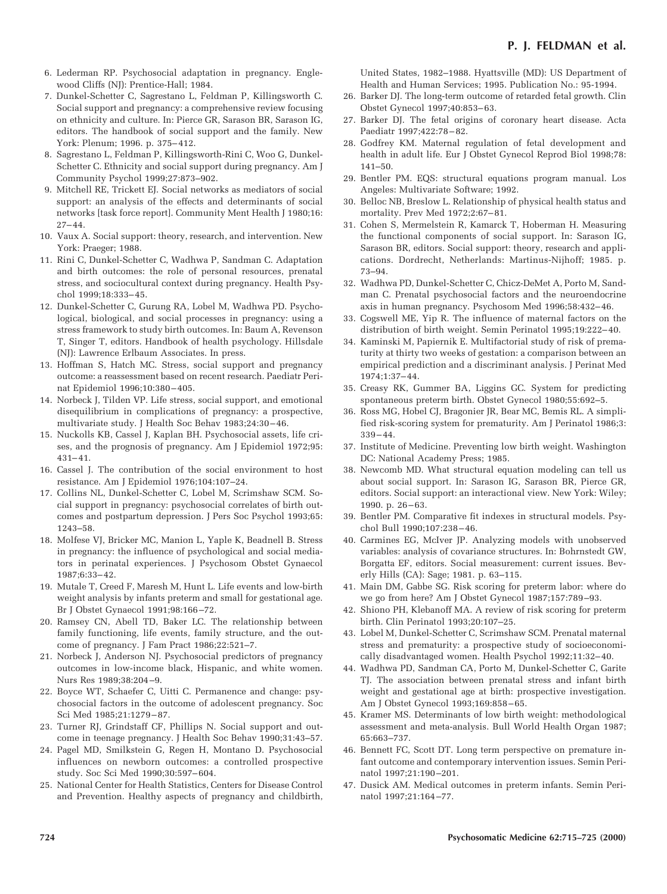6. Lederman RP. Psychosocial adaptation in pregnancy. Englewood Cliffs (NJ): Prentice-Hall; 1984.
7. Dunkel-Schetter C, Sagrestano L, Feldman P, Killingsworth C. Social support and pregnancy: a comprehensive review focusing on ethnicity and culture. In: Pierce GR, Sarason BR, Sarason IG, editors. The handbook of social support and the family. New York: Plenum; 1996. p. 375–412.
8. Sagrestano L, Feldman P, Killingsworth-Rini C, Woo G, Dunkel-Schetter C. Ethnicity and social support during pregnancy. Am J Community Psychol 1999;27:873–902.
9. Mitchell RE, Trickett EJ. Social networks as mediators of social support: an analysis of the effects and determinants of social networks [task force report]. Community Ment Health J 1980;16: 27–44.
10. Vaux A. Social support: theory, research, and intervention. New York: Praeger; 1988.
11. Rini C, Dunkel-Schetter C, Wadhwa P, Sandman C. Adaptation and birth outcomes: the role of personal resources, prenatal stress, and sociocultural context during pregnancy. Health Psychol 1999;18:333–45.
12. Dunkel-Schetter C, Gurung RA, Lobel M, Wadhwa PD. Psychological, biological, and social processes in pregnancy: using a stress framework to study birth outcomes. In: Baum A, Revenson T, Singer T, editors. Handbook of health psychology. Hillsdale (NJ): Lawrence Erlbaum Associates. In press.
13. Hoffman S, Hatch MC. Stress, social support and pregnancy outcome: a reassessment based on recent research. Paediatr Perinat Epidemiol 1996;10:380–405.
14. Norbeck J, Tilden VP. Life stress, social support, and emotional disequilibrium in complications of pregnancy: a prospective, multivariate study. J Health Soc Behav 1983;24:30–46.
15. Nuckolls KB, Cassel J, Kaplan BH. Psychosocial assets, life crises, and the prognosis of pregnancy. Am J Epidemiol 1972;95: 431–41.
16. Cassel J. The contribution of the social environment to host resistance. Am J Epidemiol 1976;104:107–24.
17. Collins NL, Dunkel-Schetter C, Lobel M, Scrimshaw SCM. Social support in pregnancy: psychosocial correlates of birth outcomes and postpartum depression. J Pers Soc Psychol 1993;65: 1243–58.
18. Molfese VJ, Bricker MC, Manion L, Yaple K, Beadnell B. Stress in pregnancy: the influence of psychological and social mediators in perinatal experiences. J Psychosom Obstet Gynaecol 1987;6:33–42.
19. Mutale T, Creed F, Maresh M, Hunt L. Life events and low-birth weight analysis by infants preterm and small for gestational age. Br J Obstet Gynaecol 1991;98:166–72.
20. Ramsey CN, Abell TD, Baker LC. The relationship between family functioning, life events, family structure, and the outcome of pregnancy. J Fam Pract 1986;22:521–7.
21. Norbeck J, Anderson NJ. Psychosocial predictors of pregnancy outcomes in low-income black, Hispanic, and white women. Nurs Res 1989;38:204–9.
22. Boyce WT, Schaefer C, Uitti C. Permanence and change: psychosocial factors in the outcome of adolescent pregnancy. Soc Sci Med 1985;21:1279–87.
23. Turner RJ, Grindstaff CF, Phillips N. Social support and outcome in teenage pregnancy. J Health Soc Behav 1990;31:43–57.
24. Pagel MD, Smilkstein G, Regen H, Montano D. Psychosocial influences on newborn outcomes: a controlled prospective study. Soc Sci Med 1990;30:597–604.
25. National Center for Health Statistics, Centers for Disease Control and Prevention. Healthy aspects of pregnancy and childbirth, United States, 1982–1988. Hyattsville (MD): US Department of Health and Human Services; 1995. Publication No.: 95-1994.
26. Barker DJ. The long-term outcome of retarded fetal growth. Clin Obstet Gynecol 1997;40:853–63.
27. Barker DJ. The fetal origins of coronary heart disease. Acta Paediatr 1997;422:78–82.
28. Godfrey KM. Maternal regulation of fetal development and health in adult life. Eur J Obstet Gynecol Reprod Biol 1998;78: 141–50.
29. Bentler PM. EQS: structural equations program manual. Los Angeles: Multivariate Software; 1992.
30. Belloc NB, Breslow L. Relationship of physical health status and mortality. Prev Med 1972;2:67–81.
31. Cohen S, Mermelstein R, Kamarck T, Hoberman H. Measuring the functional components of social support. In: Sarason IG, Sarason BR, editors. Social support: theory, research and applications. Dordrecht, Netherlands: Martinus-Nijhoff; 1985. p. 73–94.
32. Wadhwa PD, Dunkel-Schetter C, Chicz-DeMet A, Porto M, Sandman C. Prenatal psychosocial factors and the neuroendocrine axis in human pregnancy. Psychosom Med 1996;58:432–46.
33. Cogswell ME, Yip R. The influence of maternal factors on the distribution of birth weight. Semin Perinatol 1995;19:222–40.
34. Kaminski M, Papiernik E. Multifactorial study of risk of prematurity at thirty two weeks of gestation: a comparison between an empirical prediction and a discriminant analysis. J Perinat Med 1974;1:37–44.
35. Creasy RK, Gummer BA, Liggins GC. System for predicting spontaneous preterm birth. Obstet Gynecol 1980;55:692–5.
36. Ross MG, Hobel CJ, Bragonier JR, Bear MC, Bemis RL. A simplified risk-scoring system for prematurity. Am J Perinatol 1986;3: 339–44.
37. Institute of Medicine. Preventing low birth weight. Washington DC: National Academy Press; 1985.
38. Newcomb MD. What structural equation modeling can tell us about social support. In: Sarason IG, Sarason BR, Pierce GR, editors. Social support: an interactional view. New York: Wiley; 1990. p. 26–63.
39. Bentler PM. Comparative fit indexes in structural models. Psychol Bull 1990;107:238–46.
40. Carmines EG, McIver JP. Analyzing models with unobserved variables: analysis of covariance structures. In: Bohrnstedt GW, Borgatta EF, editors. Social measurement: current issues. Beverly Hills (CA): Sage; 1981. p. 63–115.
41. Main DM, Gabbe SG. Risk scoring for preterm labor: where do we go from here? Am J Obstet Gynecol 1987;157:789–93.
42. Shiono PH, Klebanoff MA. A review of risk scoring for preterm birth. Clin Perinatol 1993;20:107–25.
43. Lobel M, Dunkel-Schetter C, Scrimshaw SCM. Prenatal maternal stress and prematurity: a prospective study of socioeconomically disadvantaged women. Health Psychol 1992;11:32–40.
44. Wadhwa PD, Sandman CA, Porto M, Dunkel-Schetter C, Garite TJ. The association between prenatal stress and infant birth weight and gestational age at birth: prospective investigation. Am J Obstet Gynecol 1993;169:858–65.
45. Kramer MS. Determinants of low birth weight: methodological assessment and meta-analysis. Bull World Health Organ 1987; 65:663–737.
46. Bennett FC, Scott DT. Long term perspective on premature infant outcome and contemporary intervention issues. Semin Perinatol 1997;21:190–201.
47. Dusick AM. Medical outcomes in preterm infants. Semin Perinatol 1997;21:164–77.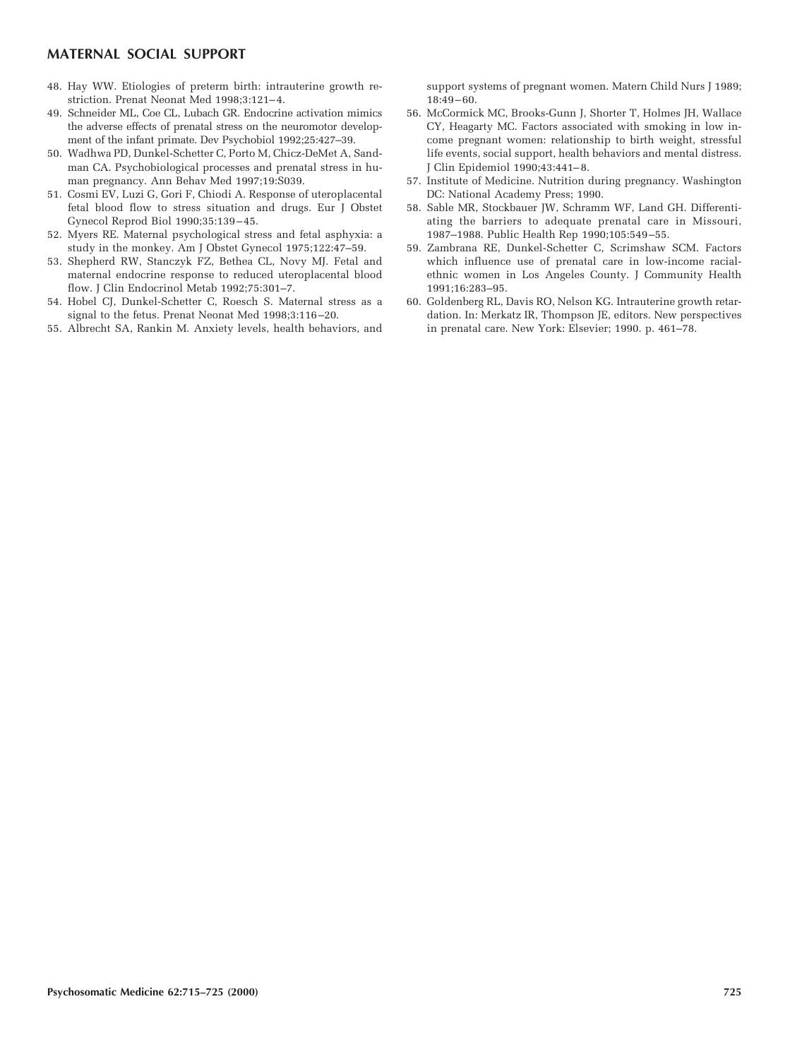48. Hay WW. Etiologies of preterm birth: intrauterine growth restriction. Prenat Neonat Med 1998;3:121–4.
49. Schneider ML, Coe CL, Lubach GR. Endocrine activation mimics the adverse effects of prenatal stress on the neuromotor development of the infant primate. Dev Psychobiol 1992;25:427–39.
50. Wadhwa PD, Dunkel-Schetter C, Porto M, Chicz-DeMet A, Sandman CA. Psychobiological processes and prenatal stress in human pregnancy. Ann Behav Med 1997;19:S039.
51. Cosmi EV, Luzi G, Gori F, Chiodi A. Response of uteroplacental fetal blood flow to stress situation and drugs. Eur J Obstet Gynecol Reprod Biol 1990;35:139–45.
52. Myers RE. Maternal psychological stress and fetal asphyxia: a study in the monkey. Am J Obstet Gynecol 1975;122:47–59.
53. Shepherd RW, Stanczyk FZ, Bethea CL, Novy MJ. Fetal and maternal endocrine response to reduced uteroplacental blood flow. J Clin Endocrinol Metab 1992;75:301–7.
54. Hobel CJ, Dunkel-Schetter C, Roesch S. Maternal stress as a signal to the fetus. Prenat Neonat Med 1998;3:116–20.
55. Albrecht SA, Rankin M. Anxiety levels, health behaviors, and support systems of pregnant women. Matern Child Nurs J 1989; 18:49–60.
56. McCormick MC, Brooks-Gunn J, Shorter T, Holmes JH, Wallace CY, Heagarty MC. Factors associated with smoking in low income pregnant women: relationship to birth weight, stressful life events, social support, health behaviors and mental distress. J Clin Epidemiol 1990;43:441–8.
57. Institute of Medicine. Nutrition during pregnancy. Washington DC: National Academy Press; 1990.
58. Sable MR, Stockbauer JW, Schramm WF, Land GH. Differentiating the barriers to adequate prenatal care in Missouri, 1987–1988. Public Health Rep 1990;105:549–55.
59. Zambrana RE, Dunkel-Schetter C, Scrimshaw SCM. Factors which influence use of prenatal care in low-income racial-ethnic women in Los Angeles County. J Community Health 1991;16:283–95.
60. Goldenberg RL, Davis RO, Nelson KG. Intrauterine growth retardation. In: Merkatz IR, Thompson JE, editors. New perspectives in prenatal care. New York: Elsevier; 1990. p. 461–78.